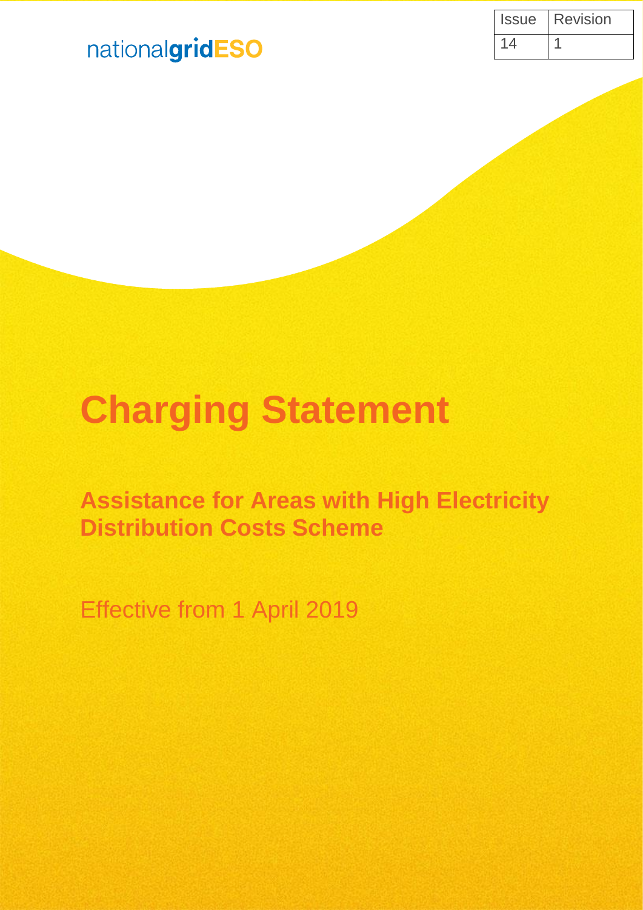| Issue | Revision |
| --- | --- |
| 14 | 1 |

nationalgridESO

# Charging Statement

## Assistance for Areas with High Electricity Distribution Costs Scheme

Effective from 1 April 2019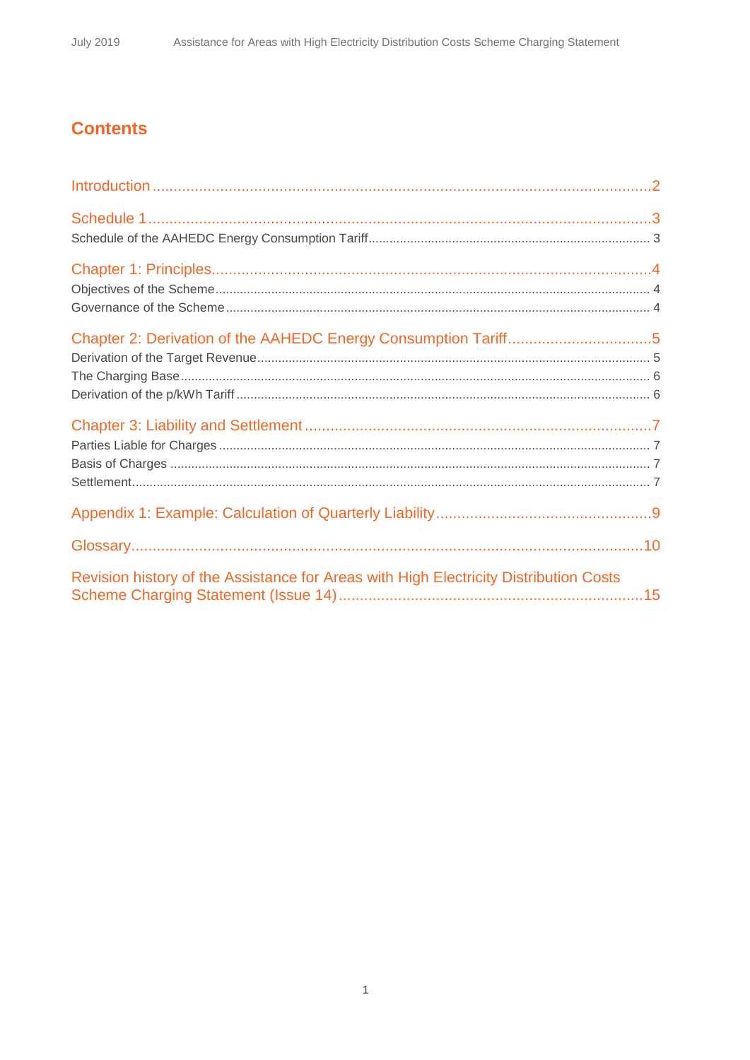# Contents

Introduction ... 2

Schedule 1 ... 3

Schedule of the AAHEDC Energy Consumption Tariff ... 3

Chapter 1: Principles ... 4

Objectives of the Scheme ... 4

Governance of the Scheme ... 4

Chapter 2: Derivation of the AAHEDC Energy Consumption Tariff ... 5

Derivation of the Target Revenue ... 5

The Charging Base ... 6

Derivation of the p/kWh Tariff ... 6

Chapter 3: Liability and Settlement ... 7

Parties Liable for Charges ... 7

Basis of Charges ... 7

Settlement ... 7

Appendix 1: Example: Calculation of Quarterly Liability ... 9

Glossary ... 10

Revision history of the Assistance for Areas with High Electricity Distribution Costs Scheme Charging Statement (Issue 14) ... 15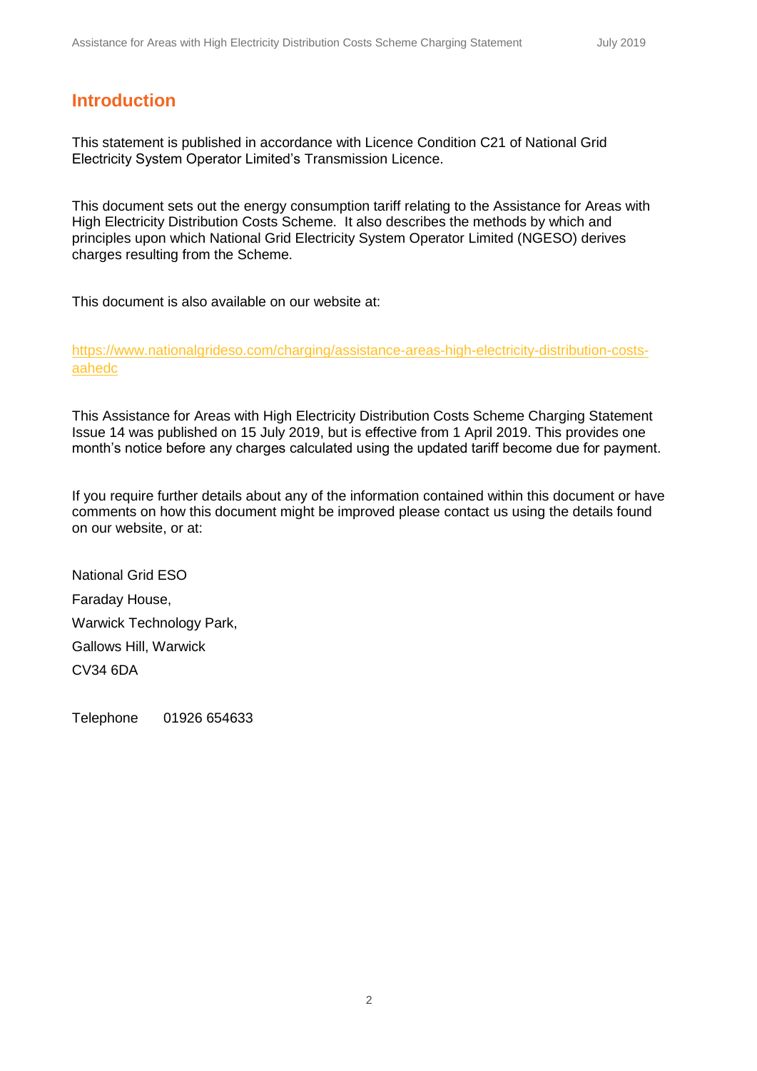# Introduction

This statement is published in accordance with Licence Condition C21 of National Grid Electricity System Operator Limited's Transmission Licence.

This document sets out the energy consumption tariff relating to the Assistance for Areas with High Electricity Distribution Costs Scheme. It also describes the methods by which and principles upon which National Grid Electricity System Operator Limited (NGESO) derives charges resulting from the Scheme.

This document is also available on our website at:

https://www.nationalgrideso.com/charging/assistance-areas-high-electricity-distribution-costs-aahedc

This Assistance for Areas with High Electricity Distribution Costs Scheme Charging Statement Issue 14 was published on 15 July 2019, but is effective from 1 April 2019. This provides one month's notice before any charges calculated using the updated tariff become due for payment.

If you require further details about any of the information contained within this document or have comments on how this document might be improved please contact us using the details found on our website, or at:

National Grid ESO
Faraday House,
Warwick Technology Park,
Gallows Hill, Warwick
CV34 6DA

Telephone 01926 654633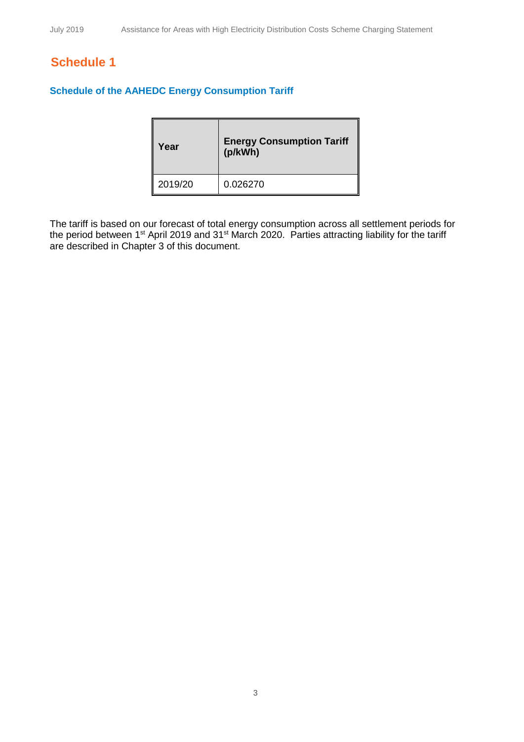# Schedule 1

## Schedule of the AAHEDC Energy Consumption Tariff

| Year | Energy Consumption Tariff (p/kWh) |
| --- | --- |
| 2019/20 | 0.026270 |

The tariff is based on our forecast of total energy consumption across all settlement periods for the period between 1st April 2019 and 31st March 2020. Parties attracting liability for the tariff are described in Chapter 3 of this document.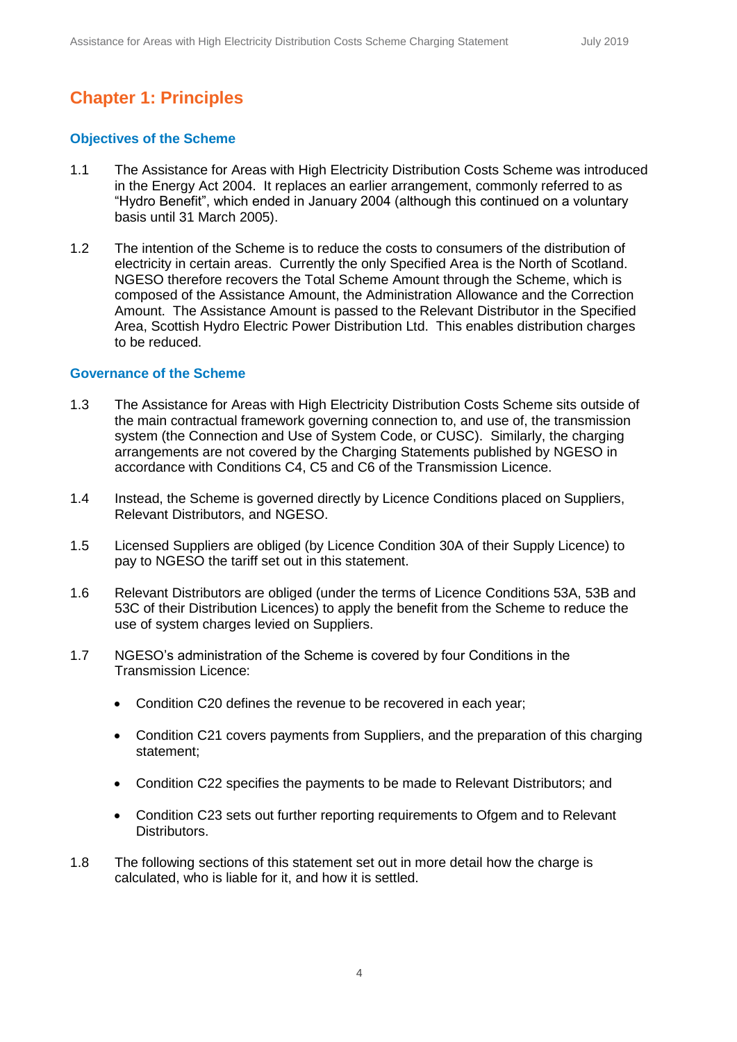## Chapter 1: Principles

### Objectives of the Scheme

1.1 The Assistance for Areas with High Electricity Distribution Costs Scheme was introduced in the Energy Act 2004. It replaces an earlier arrangement, commonly referred to as "Hydro Benefit", which ended in January 2004 (although this continued on a voluntary basis until 31 March 2005).

1.2 The intention of the Scheme is to reduce the costs to consumers of the distribution of electricity in certain areas. Currently the only Specified Area is the North of Scotland. NGESO therefore recovers the Total Scheme Amount through the Scheme, which is composed of the Assistance Amount, the Administration Allowance and the Correction Amount. The Assistance Amount is passed to the Relevant Distributor in the Specified Area, Scottish Hydro Electric Power Distribution Ltd. This enables distribution charges to be reduced.

### Governance of the Scheme

1.3 The Assistance for Areas with High Electricity Distribution Costs Scheme sits outside of the main contractual framework governing connection to, and use of, the transmission system (the Connection and Use of System Code, or CUSC). Similarly, the charging arrangements are not covered by the Charging Statements published by NGESO in accordance with Conditions C4, C5 and C6 of the Transmission Licence.

1.4 Instead, the Scheme is governed directly by Licence Conditions placed on Suppliers, Relevant Distributors, and NGESO.

1.5 Licensed Suppliers are obliged (by Licence Condition 30A of their Supply Licence) to pay to NGESO the tariff set out in this statement.

1.6 Relevant Distributors are obliged (under the terms of Licence Conditions 53A, 53B and 53C of their Distribution Licences) to apply the benefit from the Scheme to reduce the use of system charges levied on Suppliers.

1.7 NGESO's administration of the Scheme is covered by four Conditions in the Transmission Licence:

- Condition C20 defines the revenue to be recovered in each year;
- Condition C21 covers payments from Suppliers, and the preparation of this charging statement;
- Condition C22 specifies the payments to be made to Relevant Distributors; and
- Condition C23 sets out further reporting requirements to Ofgem and to Relevant Distributors.

1.8 The following sections of this statement set out in more detail how the charge is calculated, who is liable for it, and how it is settled.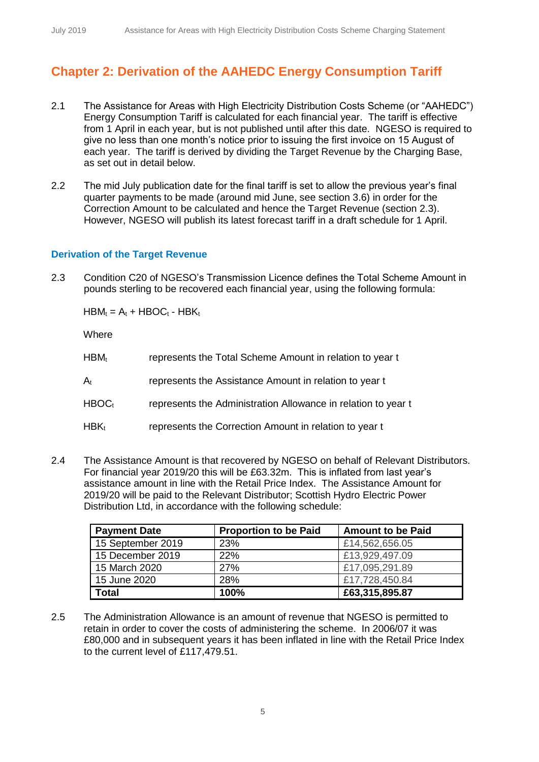# Chapter 2: Derivation of the AAHEDC Energy Consumption Tariff

2.1 The Assistance for Areas with High Electricity Distribution Costs Scheme (or "AAHEDC") Energy Consumption Tariff is calculated for each financial year. The tariff is effective from 1 April in each year, but is not published until after this date. NGESO is required to give no less than one month's notice prior to issuing the first invoice on 15 August of each year. The tariff is derived by dividing the Target Revenue by the Charging Base, as set out in detail below.

2.2 The mid July publication date for the final tariff is set to allow the previous year's final quarter payments to be made (around mid June, see section 3.6) in order for the Correction Amount to be calculated and hence the Target Revenue (section 2.3). However, NGESO will publish its latest forecast tariff in a draft schedule for 1 April.

## Derivation of the Target Revenue

2.3 Condition C20 of NGESO's Transmission Licence defines the Total Scheme Amount in pounds sterling to be recovered each financial year, using the following formula:

$$HBM_t = A_t + HBOC_t - HBK_t$$

Where

$HBM_t$ represents the Total Scheme Amount in relation to year t

$A_t$ represents the Assistance Amount in relation to year t

$HBOC_t$ represents the Administration Allowance in relation to year t

$HBK_t$ represents the Correction Amount in relation to year t

2.4 The Assistance Amount is that recovered by NGESO on behalf of Relevant Distributors. For financial year 2019/20 this will be £63.32m. This is inflated from last year's assistance amount in line with the Retail Price Index. The Assistance Amount for 2019/20 will be paid to the Relevant Distributor; Scottish Hydro Electric Power Distribution Ltd, in accordance with the following schedule:

| Payment Date | Proportion to be Paid | Amount to be Paid |
|---|---|---|
| 15 September 2019 | 23% | £14,562,656.05 |
| 15 December 2019 | 22% | £13,929,497.09 |
| 15 March 2020 | 27% | £17,095,291.89 |
| 15 June 2020 | 28% | £17,728,450.84 |
| **Total** | **100%** | **£63,315,895.87** |

2.5 The Administration Allowance is an amount of revenue that NGESO is permitted to retain in order to cover the costs of administering the scheme. In 2006/07 it was £80,000 and in subsequent years it has been inflated in line with the Retail Price Index to the current level of £117,479.51.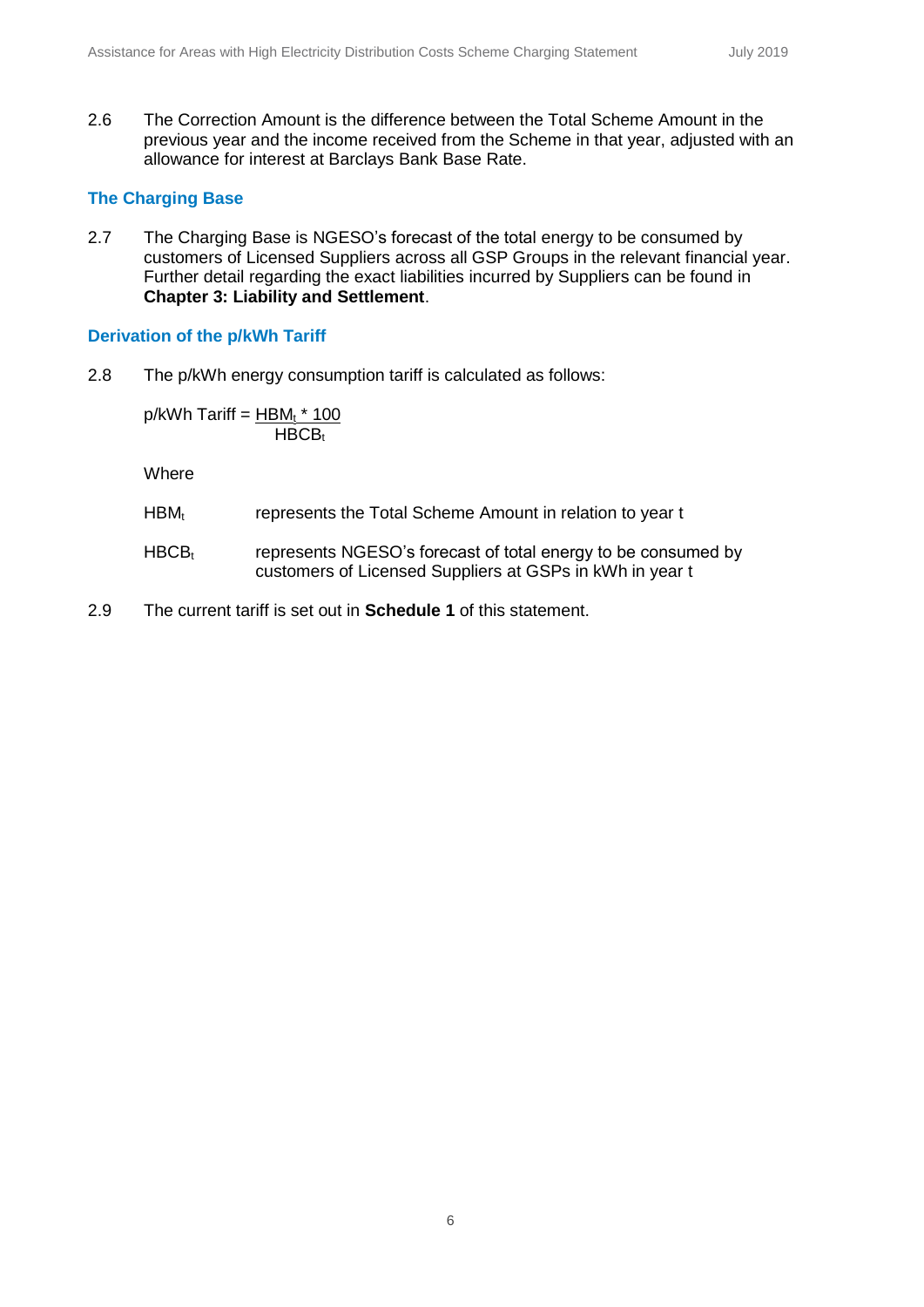2.6 The Correction Amount is the difference between the Total Scheme Amount in the previous year and the income received from the Scheme in that year, adjusted with an allowance for interest at Barclays Bank Base Rate.

### The Charging Base

2.7 The Charging Base is NGESO's forecast of the total energy to be consumed by customers of Licensed Suppliers across all GSP Groups in the relevant financial year. Further detail regarding the exact liabilities incurred by Suppliers can be found in **Chapter 3: Liability and Settlement**.

### Derivation of the p/kWh Tariff

2.8 The p/kWh energy consumption tariff is calculated as follows:

$$\text{p/kWh Tariff} = \frac{HBM_t * 100}{HBCB_t}$$

Where

$HBM_t$ represents the Total Scheme Amount in relation to year t

$HBCB_t$ represents NGESO's forecast of total energy to be consumed by customers of Licensed Suppliers at GSPs in kWh in year t

2.9 The current tariff is set out in **Schedule 1** of this statement.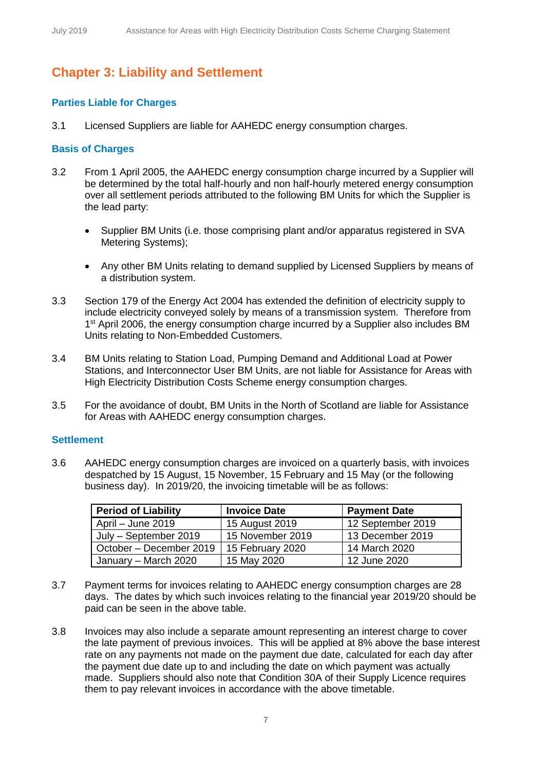## Chapter 3: Liability and Settlement

### Parties Liable for Charges

3.1 Licensed Suppliers are liable for AAHEDC energy consumption charges.

### Basis of Charges

3.2 From 1 April 2005, the AAHEDC energy consumption charge incurred by a Supplier will be determined by the total half-hourly and non half-hourly metered energy consumption over all settlement periods attributed to the following BM Units for which the Supplier is the lead party:

- Supplier BM Units (i.e. those comprising plant and/or apparatus registered in SVA Metering Systems);
- Any other BM Units relating to demand supplied by Licensed Suppliers by means of a distribution system.

3.3 Section 179 of the Energy Act 2004 has extended the definition of electricity supply to include electricity conveyed solely by means of a transmission system. Therefore from 1st April 2006, the energy consumption charge incurred by a Supplier also includes BM Units relating to Non-Embedded Customers.

3.4 BM Units relating to Station Load, Pumping Demand and Additional Load at Power Stations, and Interconnector User BM Units, are not liable for Assistance for Areas with High Electricity Distribution Costs Scheme energy consumption charges.

3.5 For the avoidance of doubt, BM Units in the North of Scotland are liable for Assistance for Areas with AAHEDC energy consumption charges.

### Settlement

3.6 AAHEDC energy consumption charges are invoiced on a quarterly basis, with invoices despatched by 15 August, 15 November, 15 February and 15 May (or the following business day). In 2019/20, the invoicing timetable will be as follows:

| Period of Liability | Invoice Date | Payment Date |
|---|---|---|
| April – June 2019 | 15 August 2019 | 12 September 2019 |
| July – September 2019 | 15 November 2019 | 13 December 2019 |
| October – December 2019 | 15 February 2020 | 14 March 2020 |
| January – March 2020 | 15 May 2020 | 12 June 2020 |

3.7 Payment terms for invoices relating to AAHEDC energy consumption charges are 28 days. The dates by which such invoices relating to the financial year 2019/20 should be paid can be seen in the above table.

3.8 Invoices may also include a separate amount representing an interest charge to cover the late payment of previous invoices. This will be applied at 8% above the base interest rate on any payments not made on the payment due date, calculated for each day after the payment due date up to and including the date on which payment was actually made. Suppliers should also note that Condition 30A of their Supply Licence requires them to pay relevant invoices in accordance with the above timetable.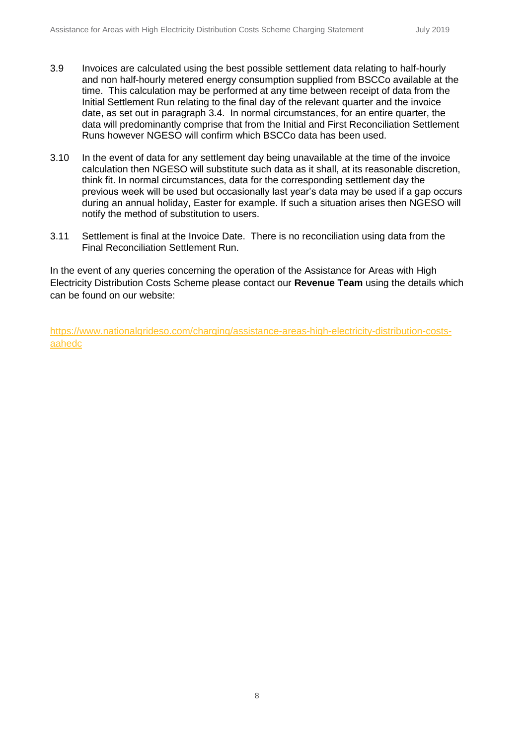3.9 Invoices are calculated using the best possible settlement data relating to half-hourly and non half-hourly metered energy consumption supplied from BSCCo available at the time. This calculation may be performed at any time between receipt of data from the Initial Settlement Run relating to the final day of the relevant quarter and the invoice date, as set out in paragraph 3.4. In normal circumstances, for an entire quarter, the data will predominantly comprise that from the Initial and First Reconciliation Settlement Runs however NGESO will confirm which BSCCo data has been used.

3.10 In the event of data for any settlement day being unavailable at the time of the invoice calculation then NGESO will substitute such data as it shall, at its reasonable discretion, think fit. In normal circumstances, data for the corresponding settlement day the previous week will be used but occasionally last year's data may be used if a gap occurs during an annual holiday, Easter for example. If such a situation arises then NGESO will notify the method of substitution to users.

3.11 Settlement is final at the Invoice Date. There is no reconciliation using data from the Final Reconciliation Settlement Run.

In the event of any queries concerning the operation of the Assistance for Areas with High Electricity Distribution Costs Scheme please contact our **Revenue Team** using the details which can be found on our website:

https://www.nationalgrideso.com/charging/assistance-areas-high-electricity-distribution-costs-aahedc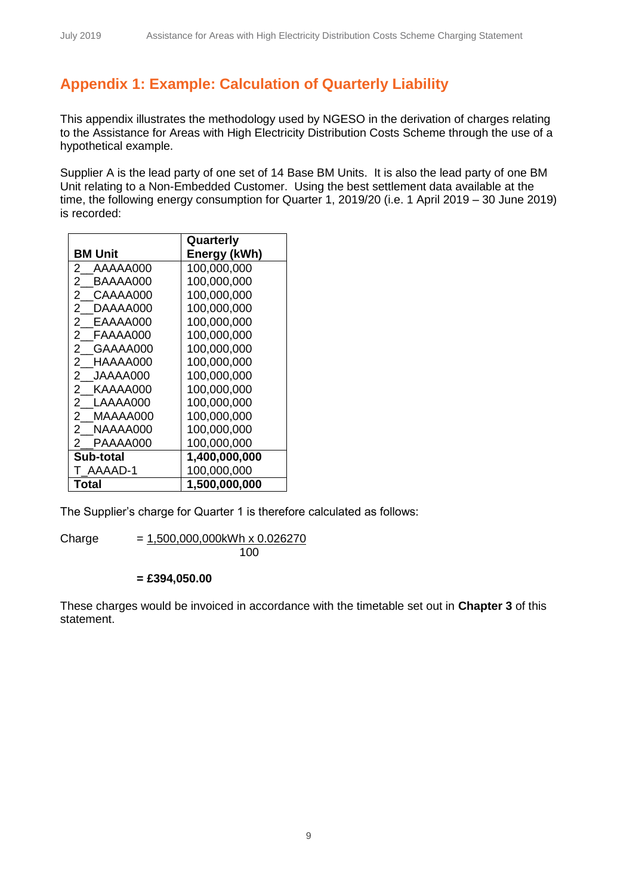## Appendix 1: Example: Calculation of Quarterly Liability

This appendix illustrates the methodology used by NGESO in the derivation of charges relating to the Assistance for Areas with High Electricity Distribution Costs Scheme through the use of a hypothetical example.

Supplier A is the lead party of one set of 14 Base BM Units. It is also the lead party of one BM Unit relating to a Non-Embedded Customer. Using the best settlement data available at the time, the following energy consumption for Quarter 1, 2019/20 (i.e. 1 April 2019 – 30 June 2019) is recorded:

| BM Unit | Quarterly Energy (kWh) |
|---|---|
| 2__AAAAA000 | 100,000,000 |
| 2__BAAAA000 | 100,000,000 |
| 2__CAAAA000 | 100,000,000 |
| 2__DAAAA000 | 100,000,000 |
| 2__EAAAA000 | 100,000,000 |
| 2__FAAAA000 | 100,000,000 |
| 2__GAAAA000 | 100,000,000 |
| 2__HAAAA000 | 100,000,000 |
| 2__JAAAA000 | 100,000,000 |
| 2__KAAAA000 | 100,000,000 |
| 2__LAAAA000 | 100,000,000 |
| 2__MAAAA000 | 100,000,000 |
| 2__NAAAA000 | 100,000,000 |
| 2__PAAAA000 | 100,000,000 |
| **Sub-total** | **1,400,000,000** |
| T_AAAAD-1 | 100,000,000 |
| **Total** | **1,500,000,000** |

The Supplier's charge for Quarter 1 is therefore calculated as follows:

$$\text{Charge} = \frac{1{,}500{,}000{,}000\text{kWh} \times 0.026270}{100}$$

**= £394,050.00**

These charges would be invoiced in accordance with the timetable set out in **Chapter 3** of this statement.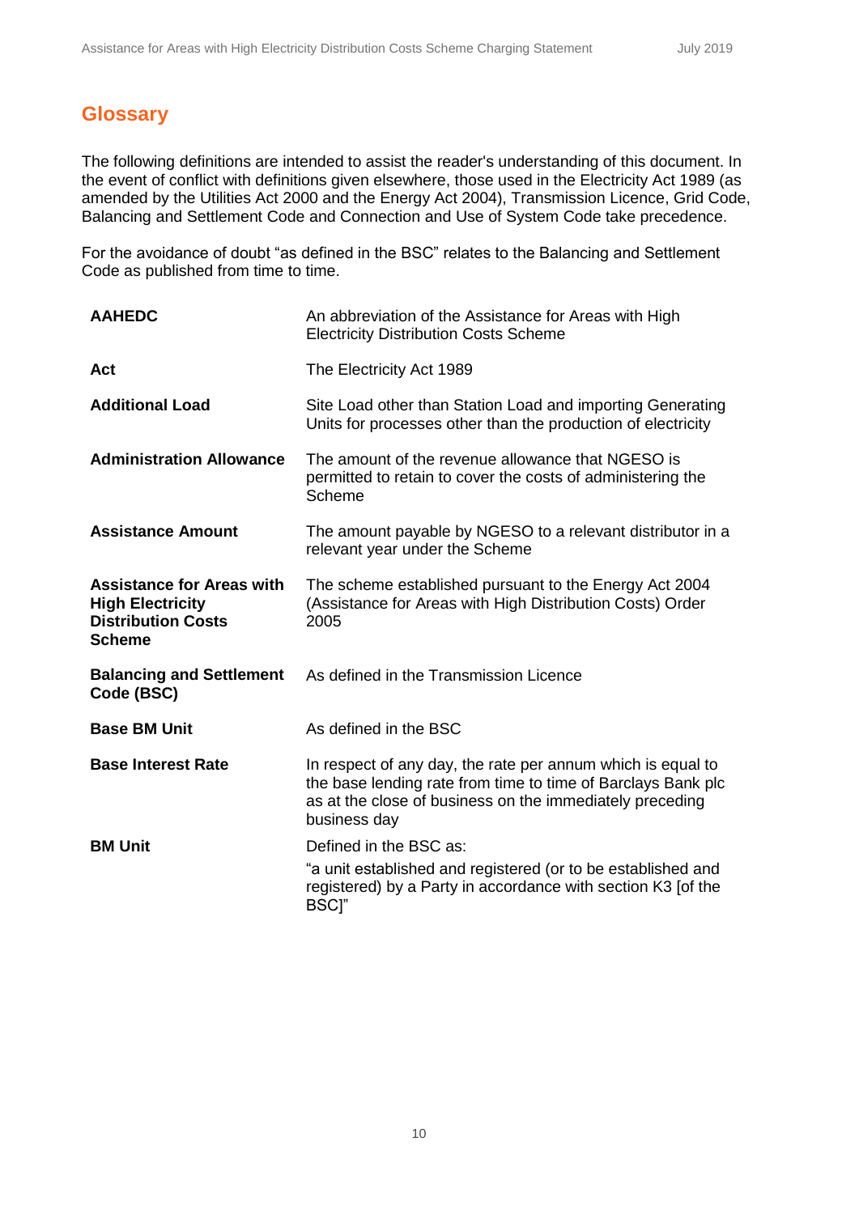## Glossary

The following definitions are intended to assist the reader's understanding of this document. In the event of conflict with definitions given elsewhere, those used in the Electricity Act 1989 (as amended by the Utilities Act 2000 and the Energy Act 2004), Transmission Licence, Grid Code, Balancing and Settlement Code and Connection and Use of System Code take precedence.

For the avoidance of doubt "as defined in the BSC" relates to the Balancing and Settlement Code as published from time to time.

| | |
|---|---|
| **AAHEDC** | An abbreviation of the Assistance for Areas with High Electricity Distribution Costs Scheme |
| **Act** | The Electricity Act 1989 |
| **Additional Load** | Site Load other than Station Load and importing Generating Units for processes other than the production of electricity |
| **Administration Allowance** | The amount of the revenue allowance that NGESO is permitted to retain to cover the costs of administering the Scheme |
| **Assistance Amount** | The amount payable by NGESO to a relevant distributor in a relevant year under the Scheme |
| **Assistance for Areas with High Electricity Distribution Costs Scheme** | The scheme established pursuant to the Energy Act 2004 (Assistance for Areas with High Distribution Costs) Order 2005 |
| **Balancing and Settlement Code (BSC)** | As defined in the Transmission Licence |
| **Base BM Unit** | As defined in the BSC |
| **Base Interest Rate** | In respect of any day, the rate per annum which is equal to the base lending rate from time to time of Barclays Bank plc as at the close of business on the immediately preceding business day |
| **BM Unit** | Defined in the BSC as:<br>"a unit established and registered (or to be established and registered) by a Party in accordance with section K3 [of the BSC]" |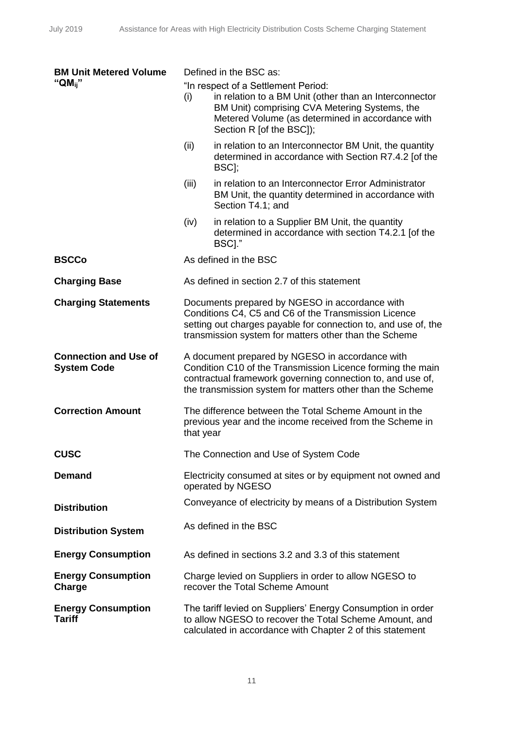| | |
|---|---|
| **BM Unit Metered Volume "$QM_{ij}$"** | Defined in the BSC as:<br>"In respect of a Settlement Period:<br>(i) in relation to a BM Unit (other than an Interconnector BM Unit) comprising CVA Metering Systems, the Metered Volume (as determined in accordance with Section R [of the BSC]);<br>(ii) in relation to an Interconnector BM Unit, the quantity determined in accordance with Section R7.4.2 [of the BSC];<br>(iii) in relation to an Interconnector Error Administrator BM Unit, the quantity determined in accordance with Section T4.1; and<br>(iv) in relation to a Supplier BM Unit, the quantity determined in accordance with section T4.2.1 [of the BSC]." |
| **BSCCo** | As defined in the BSC |
| **Charging Base** | As defined in section 2.7 of this statement |
| **Charging Statements** | Documents prepared by NGESO in accordance with Conditions C4, C5 and C6 of the Transmission Licence setting out charges payable for connection to, and use of, the transmission system for matters other than the Scheme |
| **Connection and Use of System Code** | A document prepared by NGESO in accordance with Condition C10 of the Transmission Licence forming the main contractual framework governing connection to, and use of, the transmission system for matters other than the Scheme |
| **Correction Amount** | The difference between the Total Scheme Amount in the previous year and the income received from the Scheme in that year |
| **CUSC** | The Connection and Use of System Code |
| **Demand** | Electricity consumed at sites or by equipment not owned and operated by NGESO |
| **Distribution** | Conveyance of electricity by means of a Distribution System |
| **Distribution System** | As defined in the BSC |
| **Energy Consumption** | As defined in sections 3.2 and 3.3 of this statement |
| **Energy Consumption Charge** | Charge levied on Suppliers in order to allow NGESO to recover the Total Scheme Amount |
| **Energy Consumption Tariff** | The tariff levied on Suppliers' Energy Consumption in order to allow NGESO to recover the Total Scheme Amount, and calculated in accordance with Chapter 2 of this statement |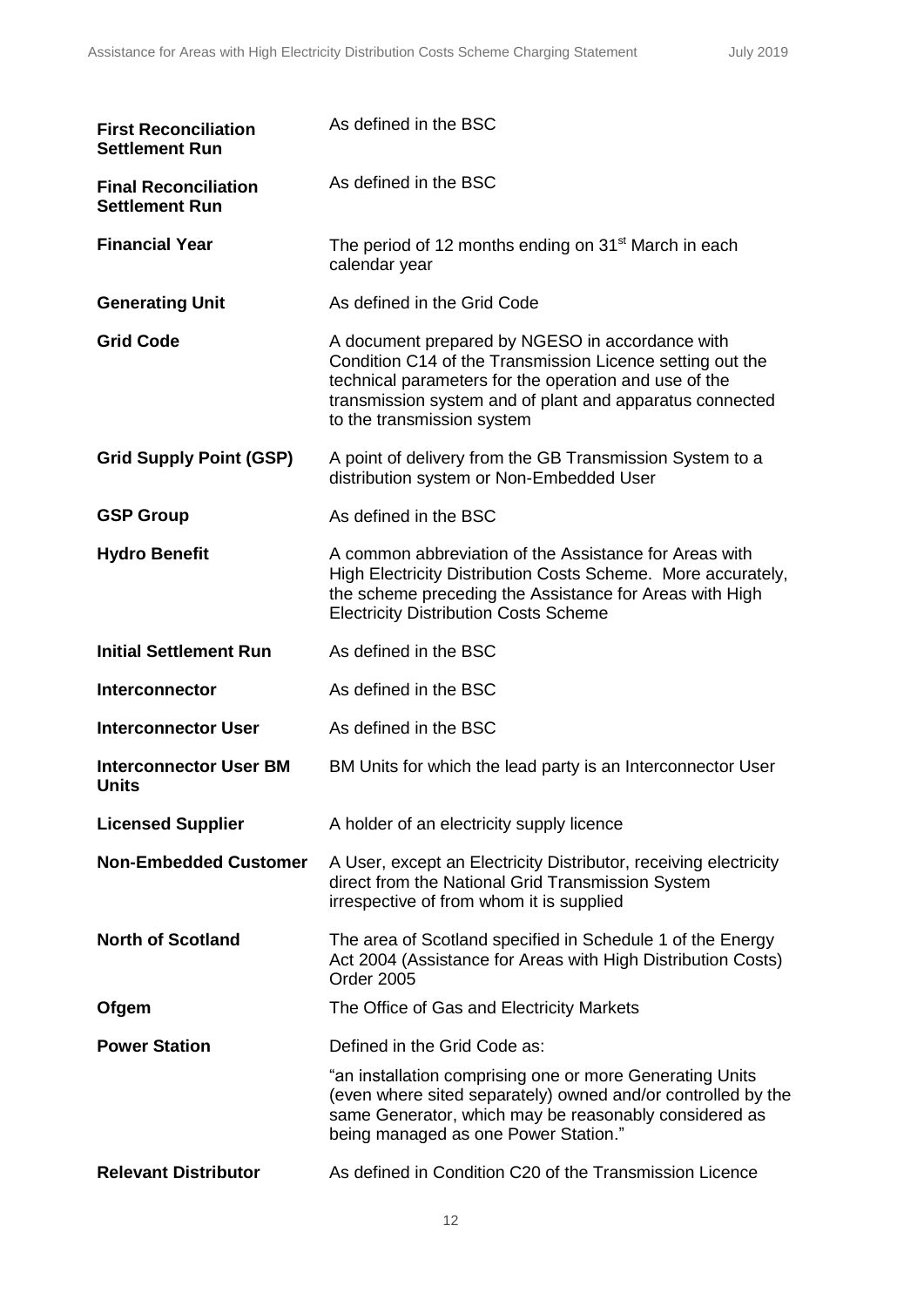| | |
|---|---|
| **First Reconciliation Settlement Run** | As defined in the BSC |
| **Final Reconciliation Settlement Run** | As defined in the BSC |
| **Financial Year** | The period of 12 months ending on 31st March in each calendar year |
| **Generating Unit** | As defined in the Grid Code |
| **Grid Code** | A document prepared by NGESO in accordance with Condition C14 of the Transmission Licence setting out the technical parameters for the operation and use of the transmission system and of plant and apparatus connected to the transmission system |
| **Grid Supply Point (GSP)** | A point of delivery from the GB Transmission System to a distribution system or Non-Embedded User |
| **GSP Group** | As defined in the BSC |
| **Hydro Benefit** | A common abbreviation of the Assistance for Areas with High Electricity Distribution Costs Scheme. More accurately, the scheme preceding the Assistance for Areas with High Electricity Distribution Costs Scheme |
| **Initial Settlement Run** | As defined in the BSC |
| **Interconnector** | As defined in the BSC |
| **Interconnector User** | As defined in the BSC |
| **Interconnector User BM Units** | BM Units for which the lead party is an Interconnector User |
| **Licensed Supplier** | A holder of an electricity supply licence |
| **Non-Embedded Customer** | A User, except an Electricity Distributor, receiving electricity direct from the National Grid Transmission System irrespective of from whom it is supplied |
| **North of Scotland** | The area of Scotland specified in Schedule 1 of the Energy Act 2004 (Assistance for Areas with High Distribution Costs) Order 2005 |
| **Ofgem** | The Office of Gas and Electricity Markets |
| **Power Station** | Defined in the Grid Code as: "an installation comprising one or more Generating Units (even where sited separately) owned and/or controlled by the same Generator, which may be reasonably considered as being managed as one Power Station." |
| **Relevant Distributor** | As defined in Condition C20 of the Transmission Licence |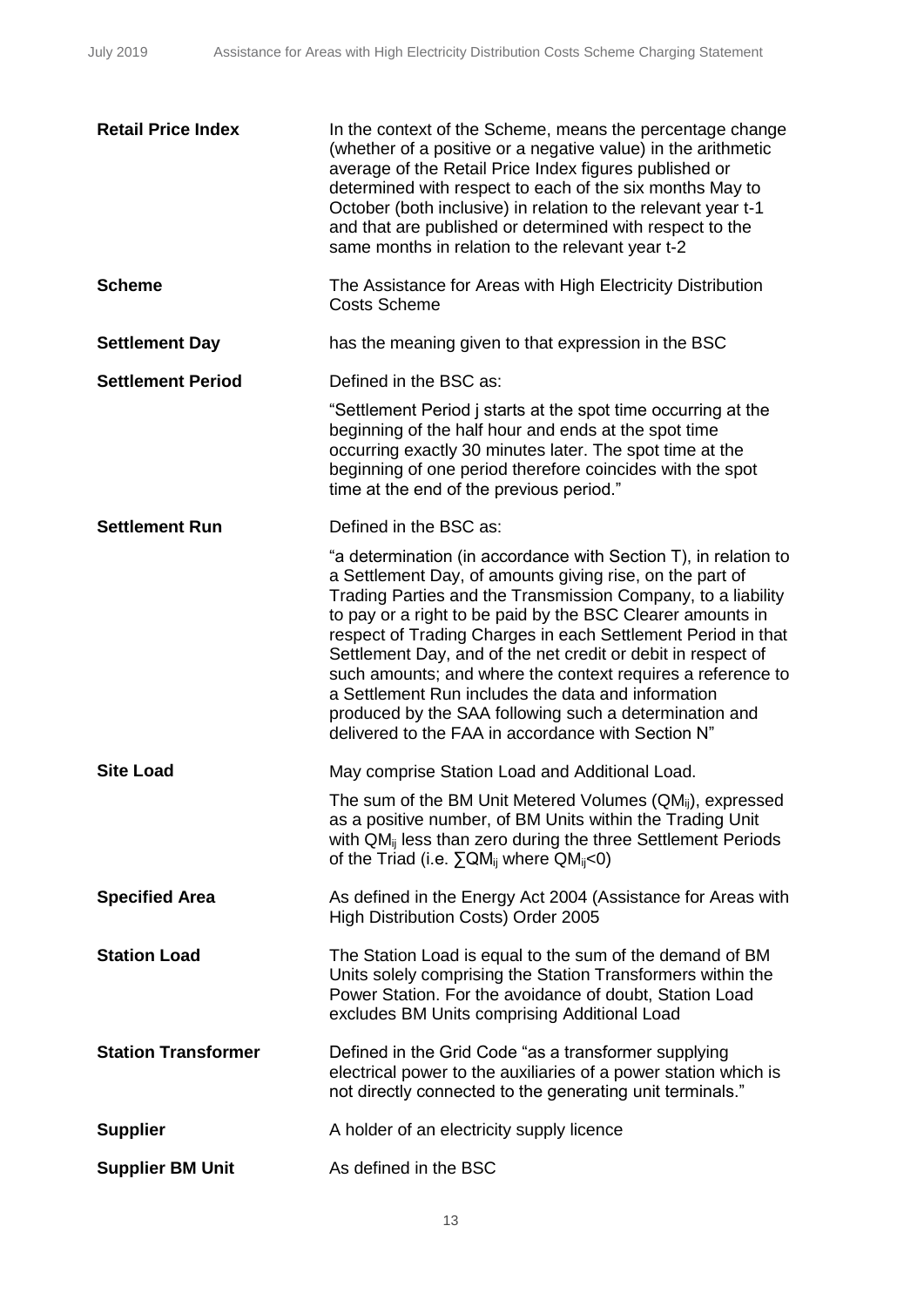| | |
|---|---|
| **Retail Price Index** | In the context of the Scheme, means the percentage change (whether of a positive or a negative value) in the arithmetic average of the Retail Price Index figures published or determined with respect to each of the six months May to October (both inclusive) in relation to the relevant year t-1 and that are published or determined with respect to the same months in relation to the relevant year t-2 |
| **Scheme** | The Assistance for Areas with High Electricity Distribution Costs Scheme |
| **Settlement Day** | has the meaning given to that expression in the BSC |
| **Settlement Period** | Defined in the BSC as:<br><br>"Settlement Period j starts at the spot time occurring at the beginning of the half hour and ends at the spot time occurring exactly 30 minutes later. The spot time at the beginning of one period therefore coincides with the spot time at the end of the previous period." |
| **Settlement Run** | Defined in the BSC as:<br><br>"a determination (in accordance with Section T), in relation to a Settlement Day, of amounts giving rise, on the part of Trading Parties and the Transmission Company, to a liability to pay or a right to be paid by the BSC Clearer amounts in respect of Trading Charges in each Settlement Period in that Settlement Day, and of the net credit or debit in respect of such amounts; and where the context requires a reference to a Settlement Run includes the data and information produced by the SAA following such a determination and delivered to the FAA in accordance with Section N" |
| **Site Load** | May comprise Station Load and Additional Load.<br><br>The sum of the BM Unit Metered Volumes ($QM_{ij}$), expressed as a positive number, of BM Units within the Trading Unit with $QM_{ij}$ less than zero during the three Settlement Periods of the Triad (i.e. $\sum QM_{ij}$ where $QM_{ij}<0$) |
| **Specified Area** | As defined in the Energy Act 2004 (Assistance for Areas with High Distribution Costs) Order 2005 |
| **Station Load** | The Station Load is equal to the sum of the demand of BM Units solely comprising the Station Transformers within the Power Station. For the avoidance of doubt, Station Load excludes BM Units comprising Additional Load |
| **Station Transformer** | Defined in the Grid Code "as a transformer supplying electrical power to the auxiliaries of a power station which is not directly connected to the generating unit terminals." |
| **Supplier** | A holder of an electricity supply licence |
| **Supplier BM Unit** | As defined in the BSC |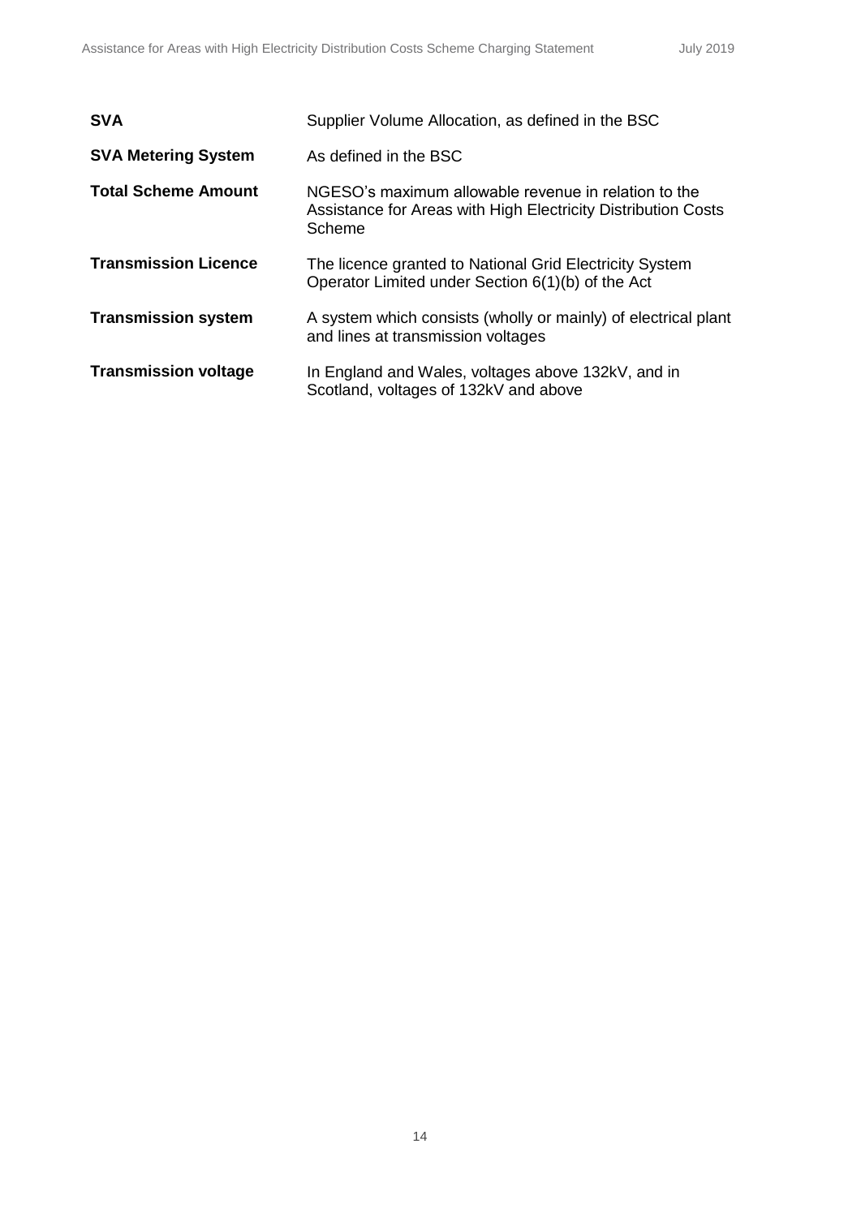| | |
|---|---|
| **SVA** | Supplier Volume Allocation, as defined in the BSC |
| **SVA Metering System** | As defined in the BSC |
| **Total Scheme Amount** | NGESO's maximum allowable revenue in relation to the Assistance for Areas with High Electricity Distribution Costs Scheme |
| **Transmission Licence** | The licence granted to National Grid Electricity System Operator Limited under Section 6(1)(b) of the Act |
| **Transmission system** | A system which consists (wholly or mainly) of electrical plant and lines at transmission voltages |
| **Transmission voltage** | In England and Wales, voltages above 132kV, and in Scotland, voltages of 132kV and above |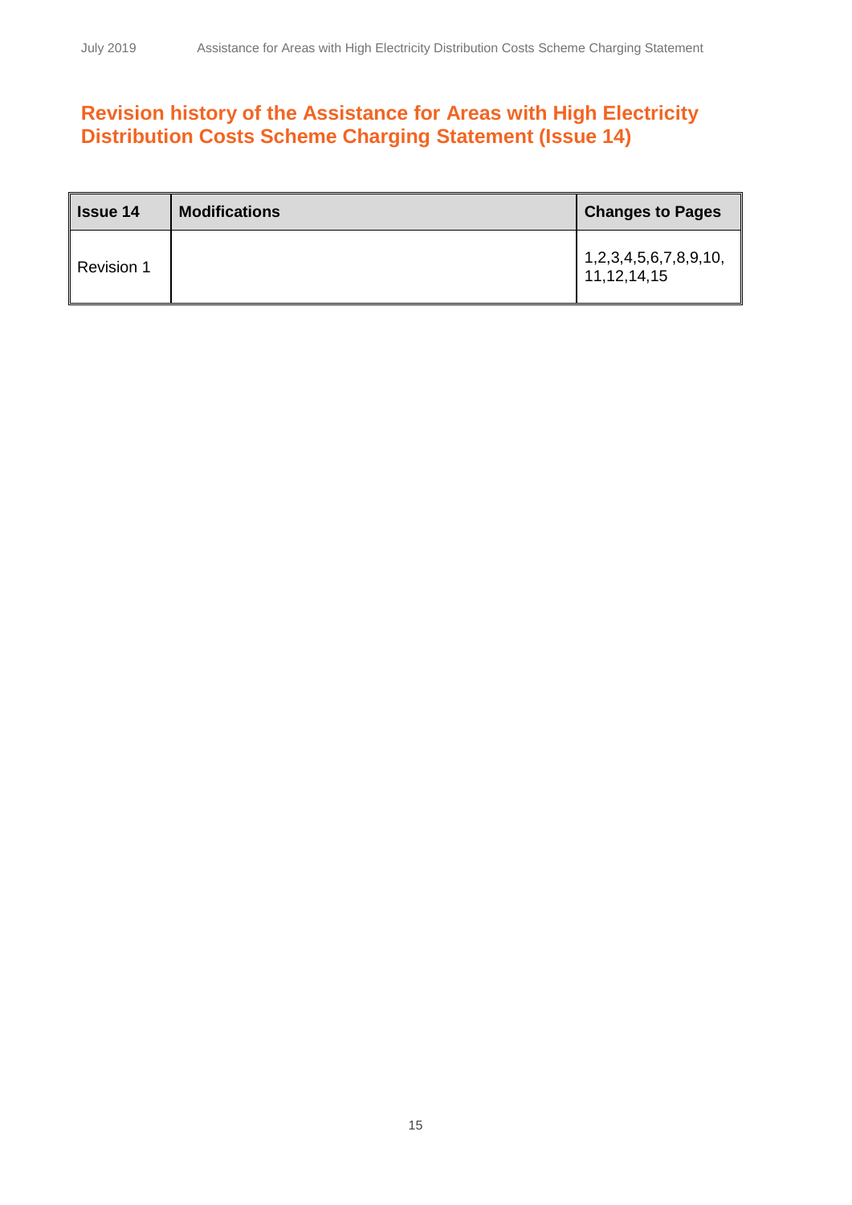## Revision history of the Assistance for Areas with High Electricity Distribution Costs Scheme Charging Statement (Issue 14)

| Issue 14 | Modifications | Changes to Pages |
|---|---|---|
| Revision 1 | | 1,2,3,4,5,6,7,8,9,10, 11,12,14,15 |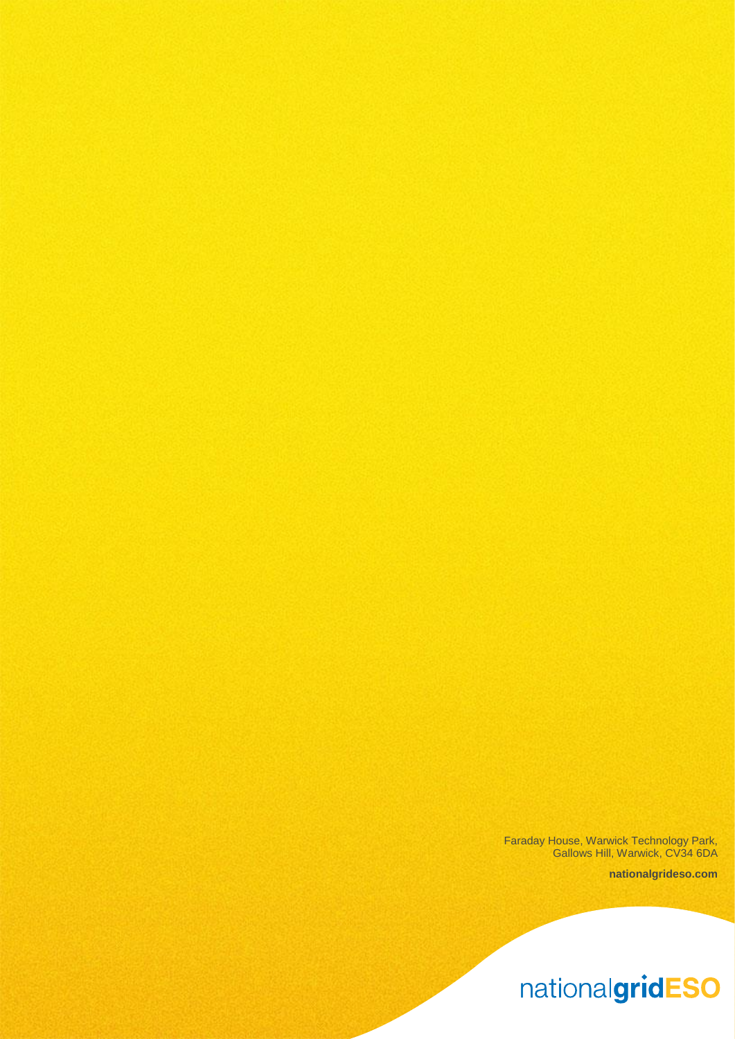Faraday House, Warwick Technology Park,
Gallows Hill, Warwick, CV34 6DA

**nationalgrideso.com**

nationalgridESO